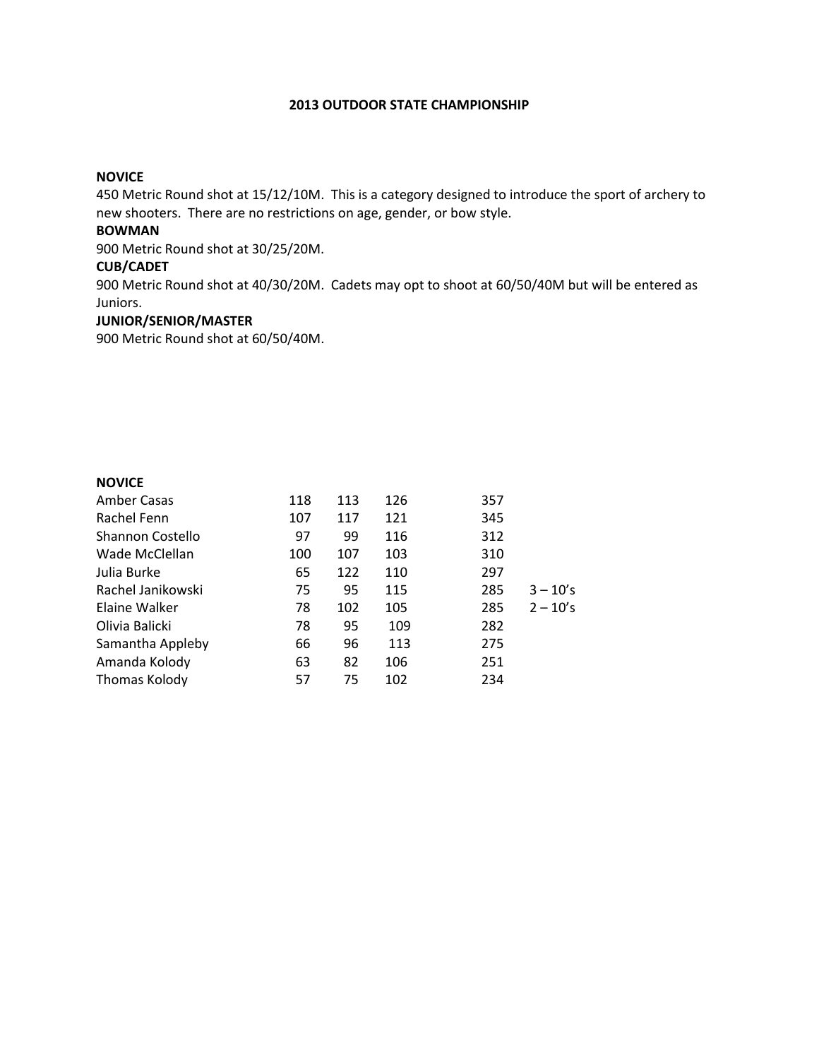# 2013 OUTDOOR STATE CHAMPIONSHIP

**NOVICE**
450 Metric Round shot at 15/12/10M. This is a category designed to introduce the sport of archery to new shooters. There are no restrictions on age, gender, or bow style.

**BOWMAN**
900 Metric Round shot at 30/25/20M.

**CUB/CADET**
900 Metric Round shot at 40/30/20M. Cadets may opt to shoot at 60/50/40M but will be entered as Juniors.

**JUNIOR/SENIOR/MASTER**
900 Metric Round shot at 60/50/40M.

**NOVICE**

| | | | | | |
|---|---|---|---|---|---|
| Amber Casas | 118 | 113 | 126 | 357 | |
| Rachel Fenn | 107 | 117 | 121 | 345 | |
| Shannon Costello | 97 | 99 | 116 | 312 | |
| Wade McClellan | 100 | 107 | 103 | 310 | |
| Julia Burke | 65 | 122 | 110 | 297 | |
| Rachel Janikowski | 75 | 95 | 115 | 285 | 3 – 10's |
| Elaine Walker | 78 | 102 | 105 | 285 | 2 – 10's |
| Olivia Balicki | 78 | 95 | 109 | 282 | |
| Samantha Appleby | 66 | 96 | 113 | 275 | |
| Amanda Kolody | 63 | 82 | 106 | 251 | |
| Thomas Kolody | 57 | 75 | 102 | 234 | |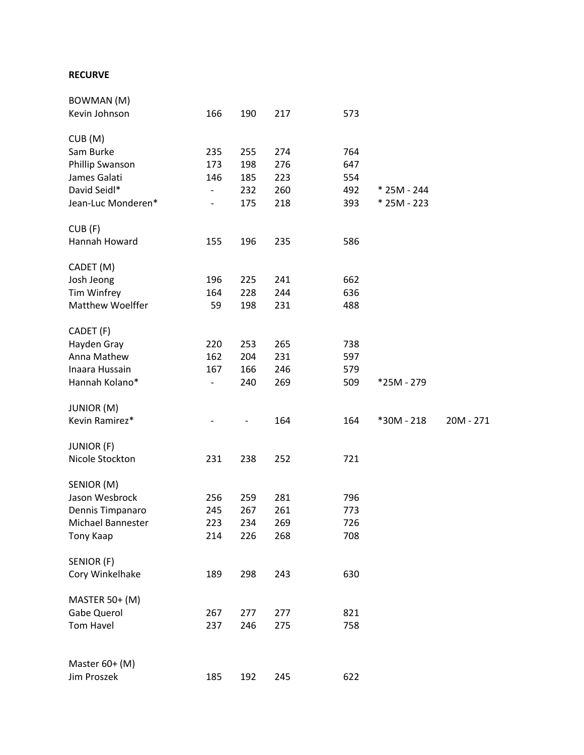**RECURVE**

| | | | | | | |
|---|---|---|---|---|---|---|
| BOWMAN (M) | | | | | | |
| Kevin Johnson | 166 | 190 | 217 | 573 | | |
| | | | | | | |
| CUB (M) | | | | | | |
| Sam Burke | 235 | 255 | 274 | 764 | | |
| Phillip Swanson | 173 | 198 | 276 | 647 | | |
| James Galati | 146 | 185 | 223 | 554 | | |
| David Seidl* | - | 232 | 260 | 492 | * 25M - 244 | |
| Jean-Luc Monderen* | - | 175 | 218 | 393 | * 25M - 223 | |
| | | | | | | |
| CUB (F) | | | | | | |
| Hannah Howard | 155 | 196 | 235 | 586 | | |
| | | | | | | |
| CADET (M) | | | | | | |
| Josh Jeong | 196 | 225 | 241 | 662 | | |
| Tim Winfrey | 164 | 228 | 244 | 636 | | |
| Matthew Woelffer | 59 | 198 | 231 | 488 | | |
| | | | | | | |
| CADET (F) | | | | | | |
| Hayden Gray | 220 | 253 | 265 | 738 | | |
| Anna Mathew | 162 | 204 | 231 | 597 | | |
| Inaara Hussain | 167 | 166 | 246 | 579 | | |
| Hannah Kolano* | - | 240 | 269 | 509 | *25M - 279 | |
| | | | | | | |
| JUNIOR (M) | | | | | | |
| Kevin Ramirez* | - | - | 164 | 164 | *30M - 218 | 20M - 271 |
| | | | | | | |
| JUNIOR (F) | | | | | | |
| Nicole Stockton | 231 | 238 | 252 | 721 | | |
| | | | | | | |
| SENIOR (M) | | | | | | |
| Jason Wesbrock | 256 | 259 | 281 | 796 | | |
| Dennis Timpanaro | 245 | 267 | 261 | 773 | | |
| Michael Bannester | 223 | 234 | 269 | 726 | | |
| Tony Kaap | 214 | 226 | 268 | 708 | | |
| | | | | | | |
| SENIOR (F) | | | | | | |
| Cory Winkelhake | 189 | 298 | 243 | 630 | | |
| | | | | | | |
| MASTER 50+ (M) | | | | | | |
| Gabe Querol | 267 | 277 | 277 | 821 | | |
| Tom Havel | 237 | 246 | 275 | 758 | | |
| | | | | | | |
| Master 60+ (M) | | | | | | |
| Jim Proszek | 185 | 192 | 245 | 622 | | |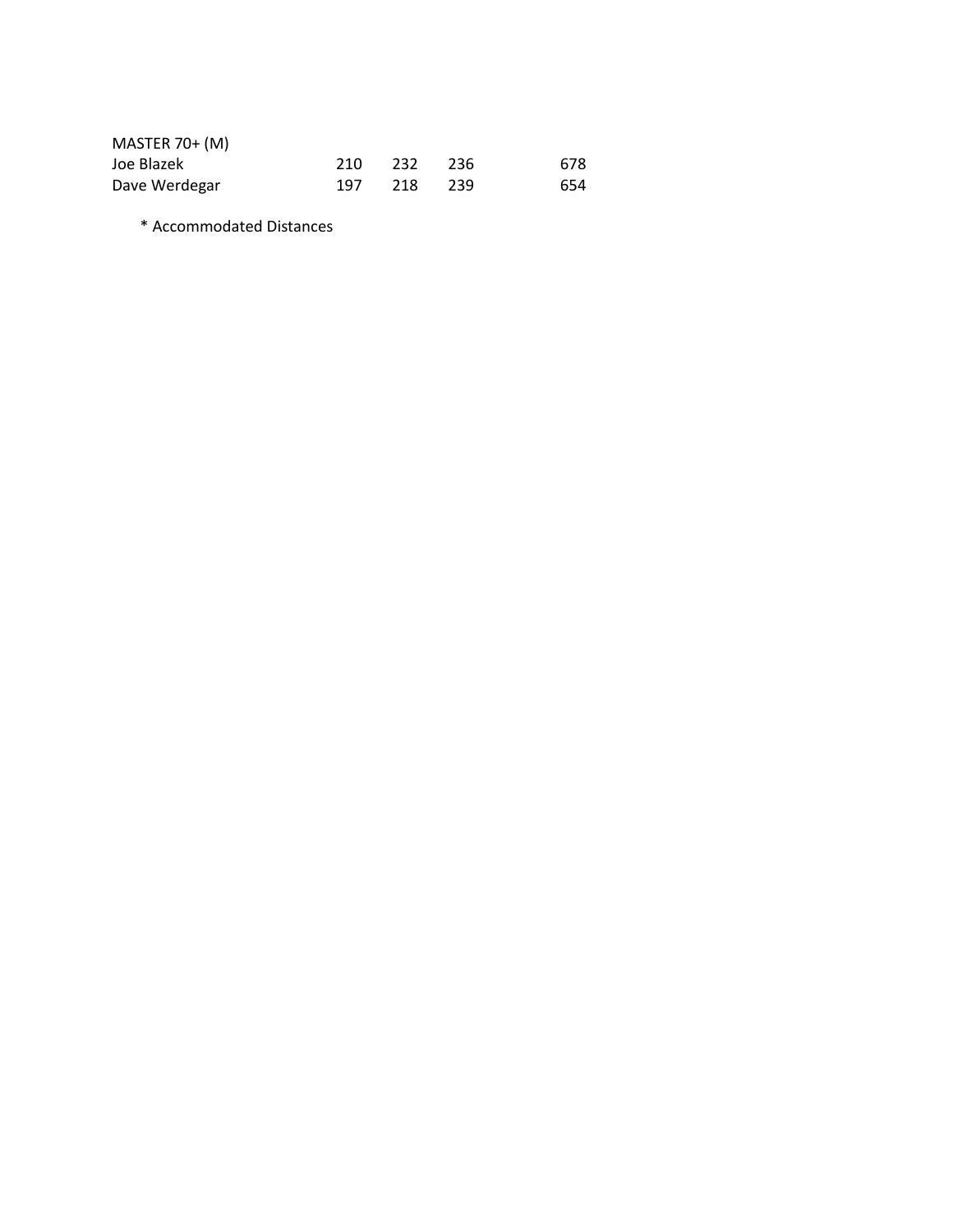| MASTER 70+ (M) | | | | |
|---|---|---|---|---|
| Joe Blazek | 210 | 232 | 236 | 678 |
| Dave Werdegar | 197 | 218 | 239 | 654 |

\* Accommodated Distances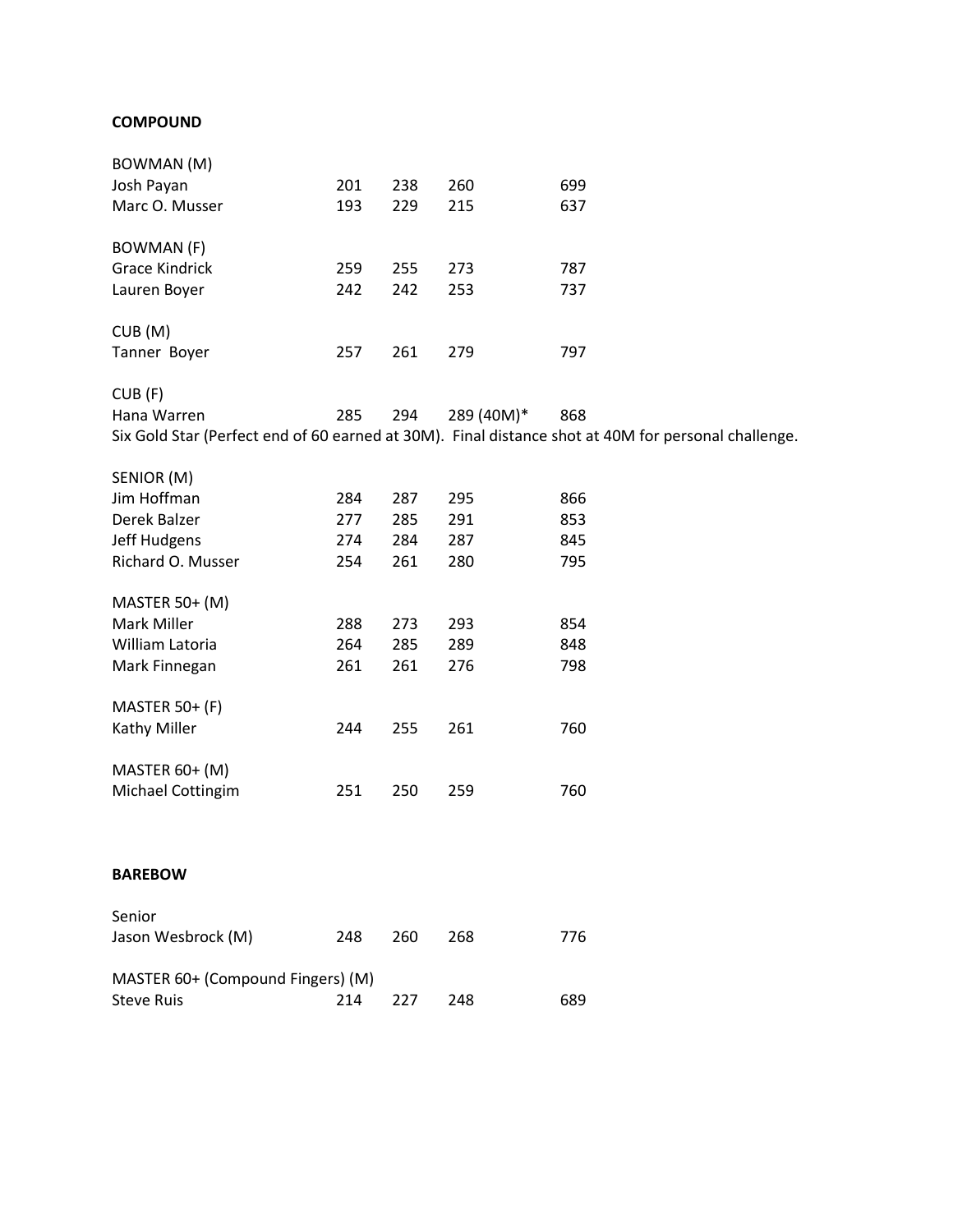**COMPOUND**

| | | | | |
|---|---|---|---|---|
| BOWMAN (M) | | | | |
| Josh Payan | 201 | 238 | 260 | 699 |
| Marc O. Musser | 193 | 229 | 215 | 637 |
| | | | | |
| BOWMAN (F) | | | | |
| Grace Kindrick | 259 | 255 | 273 | 787 |
| Lauren Boyer | 242 | 242 | 253 | 737 |
| | | | | |
| CUB (M) | | | | |
| Tanner Boyer | 257 | 261 | 279 | 797 |
| | | | | |
| CUB (F) | | | | |
| Hana Warren | 285 | 294 | 289 (40M)* | 868 |

Six Gold Star (Perfect end of 60 earned at 30M). Final distance shot at 40M for personal challenge.

| | | | | |
|---|---|---|---|---|
| SENIOR (M) | | | | |
| Jim Hoffman | 284 | 287 | 295 | 866 |
| Derek Balzer | 277 | 285 | 291 | 853 |
| Jeff Hudgens | 274 | 284 | 287 | 845 |
| Richard O. Musser | 254 | 261 | 280 | 795 |
| | | | | |
| MASTER 50+ (M) | | | | |
| Mark Miller | 288 | 273 | 293 | 854 |
| William Latoria | 264 | 285 | 289 | 848 |
| Mark Finnegan | 261 | 261 | 276 | 798 |
| | | | | |
| MASTER 50+ (F) | | | | |
| Kathy Miller | 244 | 255 | 261 | 760 |
| | | | | |
| MASTER 60+ (M) | | | | |
| Michael Cottingim | 251 | 250 | 259 | 760 |

**BAREBOW**

| | | | | |
|---|---|---|---|---|
| Senior | | | | |
| Jason Wesbrock (M) | 248 | 260 | 268 | 776 |
| | | | | |
| MASTER 60+ (Compound Fingers) (M) | | | | |
| Steve Ruis | 214 | 227 | 248 | 689 |